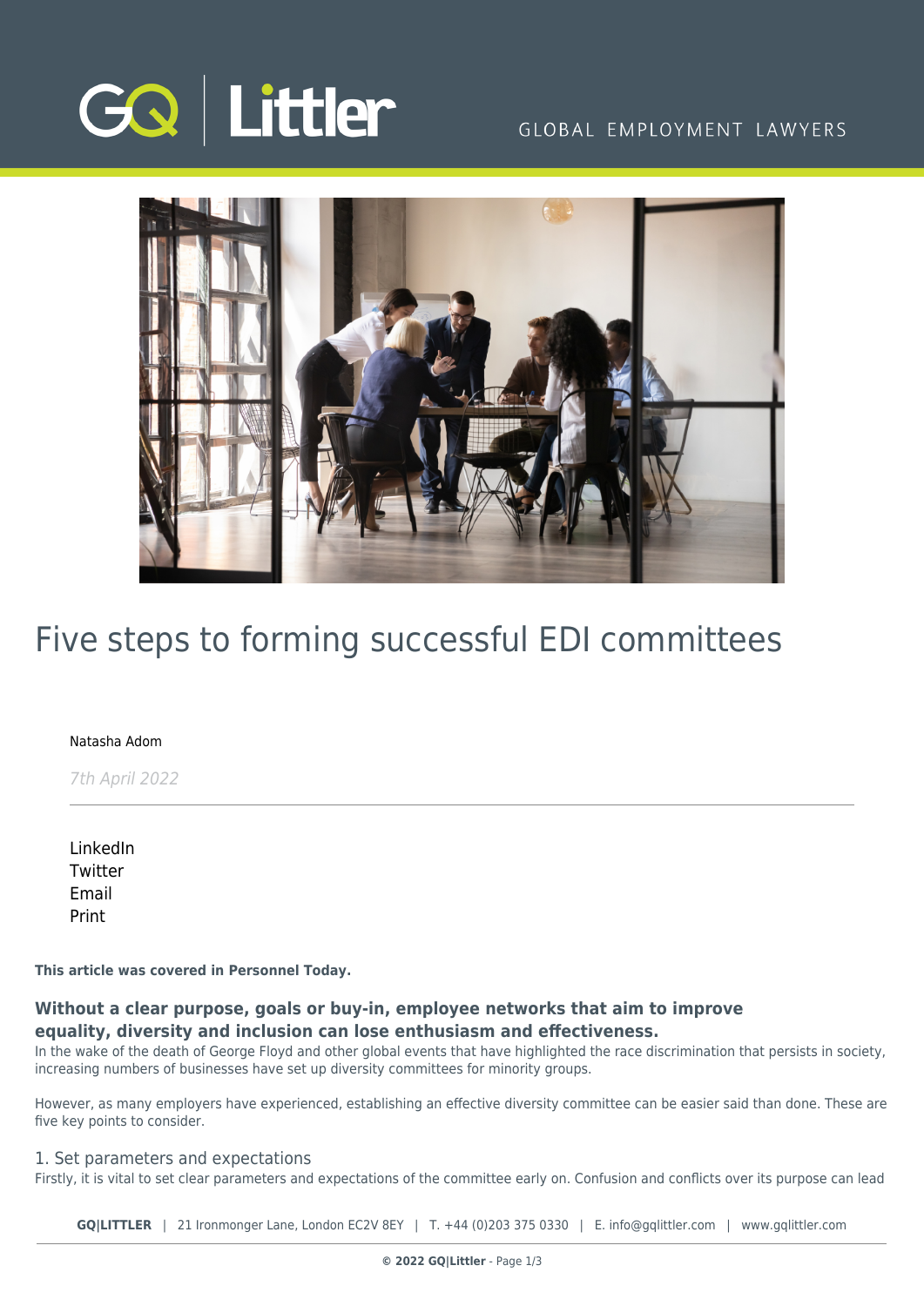# Five steps to forming successful EDI committees

Natasha Adom

*7th April 2022*

LinkedIn
Twitter
Email
Print

**This article was covered in Personnel Today.**

**Without a clear purpose, goals or buy-in, employee networks that aim to improve equality, diversity and inclusion can lose enthusiasm and effectiveness.**

In the wake of the death of George Floyd and other global events that have highlighted the race discrimination that persists in society, increasing numbers of businesses have set up diversity committees for minority groups.

However, as many employers have experienced, establishing an effective diversity committee can be easier said than done. These are five key points to consider.

## 1. Set parameters and expectations

Firstly, it is vital to set clear parameters and expectations of the committee early on. Confusion and conflicts over its purpose can lead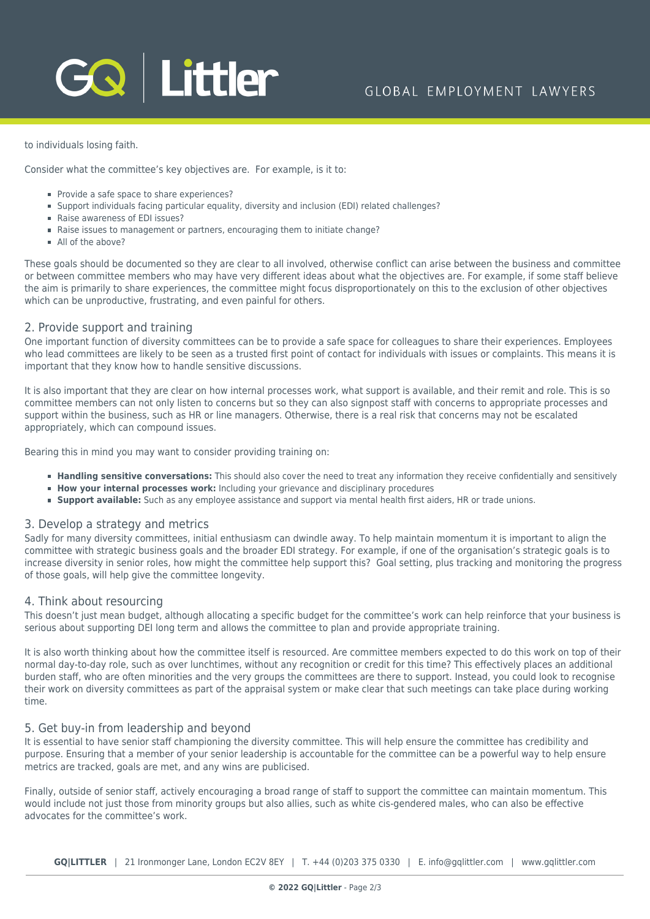to individuals losing faith.

Consider what the committee's key objectives are.  For example, is it to:

- Provide a safe space to share experiences?
- Support individuals facing particular equality, diversity and inclusion (EDI) related challenges?
- Raise awareness of EDI issues?
- Raise issues to management or partners, encouraging them to initiate change?
- All of the above?

These goals should be documented so they are clear to all involved, otherwise conflict can arise between the business and committee or between committee members who may have very different ideas about what the objectives are. For example, if some staff believe the aim is primarily to share experiences, the committee might focus disproportionately on this to the exclusion of other objectives which can be unproductive, frustrating, and even painful for others.

## 2. Provide support and training

One important function of diversity committees can be to provide a safe space for colleagues to share their experiences. Employees who lead committees are likely to be seen as a trusted first point of contact for individuals with issues or complaints. This means it is important that they know how to handle sensitive discussions.

It is also important that they are clear on how internal processes work, what support is available, and their remit and role. This is so committee members can not only listen to concerns but so they can also signpost staff with concerns to appropriate processes and support within the business, such as HR or line managers. Otherwise, there is a real risk that concerns may not be escalated appropriately, which can compound issues.

Bearing this in mind you may want to consider providing training on:

- **Handling sensitive conversations:** This should also cover the need to treat any information they receive confidentially and sensitively
- **How your internal processes work:** Including your grievance and disciplinary procedures
- **Support available:** Such as any employee assistance and support via mental health first aiders, HR or trade unions.

## 3. Develop a strategy and metrics

Sadly for many diversity committees, initial enthusiasm can dwindle away. To help maintain momentum it is important to align the committee with strategic business goals and the broader EDI strategy. For example, if one of the organisation's strategic goals is to increase diversity in senior roles, how might the committee help support this?  Goal setting, plus tracking and monitoring the progress of those goals, will help give the committee longevity.

## 4. Think about resourcing

This doesn't just mean budget, although allocating a specific budget for the committee's work can help reinforce that your business is serious about supporting DEI long term and allows the committee to plan and provide appropriate training.

It is also worth thinking about how the committee itself is resourced. Are committee members expected to do this work on top of their normal day-to-day role, such as over lunchtimes, without any recognition or credit for this time? This effectively places an additional burden staff, who are often minorities and the very groups the committees are there to support. Instead, you could look to recognise their work on diversity committees as part of the appraisal system or make clear that such meetings can take place during working time.

## 5. Get buy-in from leadership and beyond

It is essential to have senior staff championing the diversity committee. This will help ensure the committee has credibility and purpose. Ensuring that a member of your senior leadership is accountable for the committee can be a powerful way to help ensure metrics are tracked, goals are met, and any wins are publicised.

Finally, outside of senior staff, actively encouraging a broad range of staff to support the committee can maintain momentum. This would include not just those from minority groups but also allies, such as white cis-gendered males, who can also be effective advocates for the committee's work.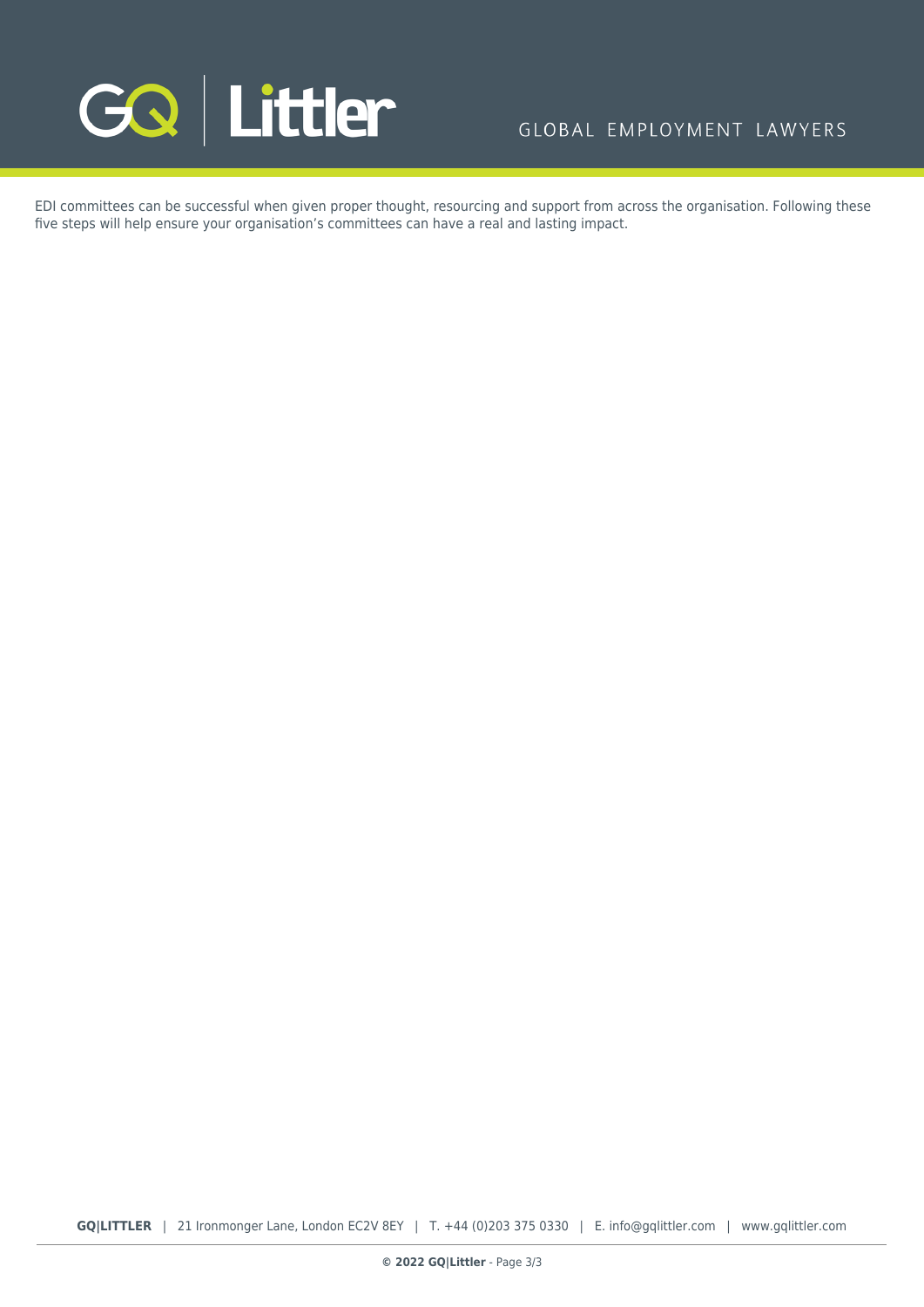EDI committees can be successful when given proper thought, resourcing and support from across the organisation. Following these five steps will help ensure your organisation's committees can have a real and lasting impact.